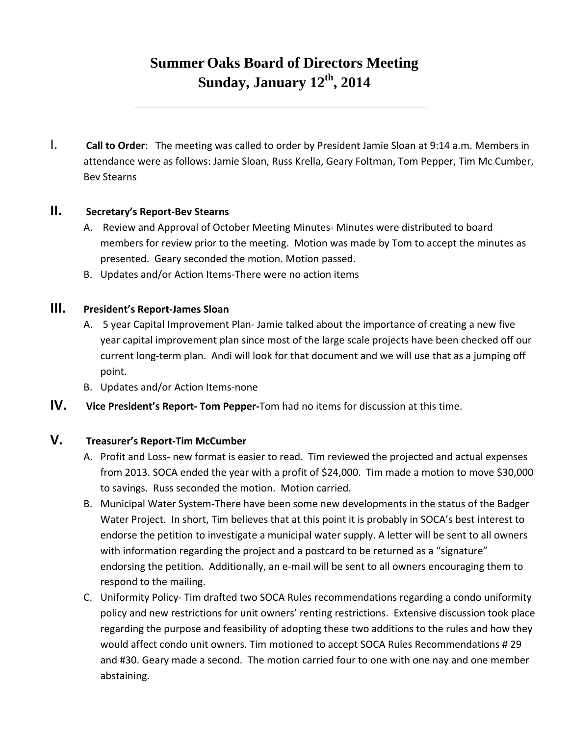# Summer Oaks Board of Directors Meeting
## Sunday, January 12th, 2014

---

I. **Call to Order**: The meeting was called to order by President Jamie Sloan at 9:14 a.m. Members in attendance were as follows: Jamie Sloan, Russ Krella, Geary Foltman, Tom Pepper, Tim Mc Cumber, Bev Stearns

II. **Secretary's Report-Bev Stearns**

A. Review and Approval of October Meeting Minutes- Minutes were distributed to board members for review prior to the meeting. Motion was made by Tom to accept the minutes as presented. Geary seconded the motion. Motion passed.

B. Updates and/or Action Items-There were no action items

III. **President's Report-James Sloan**

A. 5 year Capital Improvement Plan- Jamie talked about the importance of creating a new five year capital improvement plan since most of the large scale projects have been checked off our current long-term plan. Andi will look for that document and we will use that as a jumping off point.

B. Updates and/or Action Items-none

IV. **Vice President's Report- Tom Pepper-**Tom had no items for discussion at this time.

V. **Treasurer's Report-Tim McCumber**

A. Profit and Loss- new format is easier to read. Tim reviewed the projected and actual expenses from 2013. SOCA ended the year with a profit of $24,000. Tim made a motion to move $30,000 to savings. Russ seconded the motion. Motion carried.

B. Municipal Water System-There have been some new developments in the status of the Badger Water Project. In short, Tim believes that at this point it is probably in SOCA's best interest to endorse the petition to investigate a municipal water supply. A letter will be sent to all owners with information regarding the project and a postcard to be returned as a "signature" endorsing the petition. Additionally, an e-mail will be sent to all owners encouraging them to respond to the mailing.

C. Uniformity Policy- Tim drafted two SOCA Rules recommendations regarding a condo uniformity policy and new restrictions for unit owners' renting restrictions. Extensive discussion took place regarding the purpose and feasibility of adopting these two additions to the rules and how they would affect condo unit owners. Tim motioned to accept SOCA Rules Recommendations # 29 and #30. Geary made a second. The motion carried four to one with one nay and one member abstaining.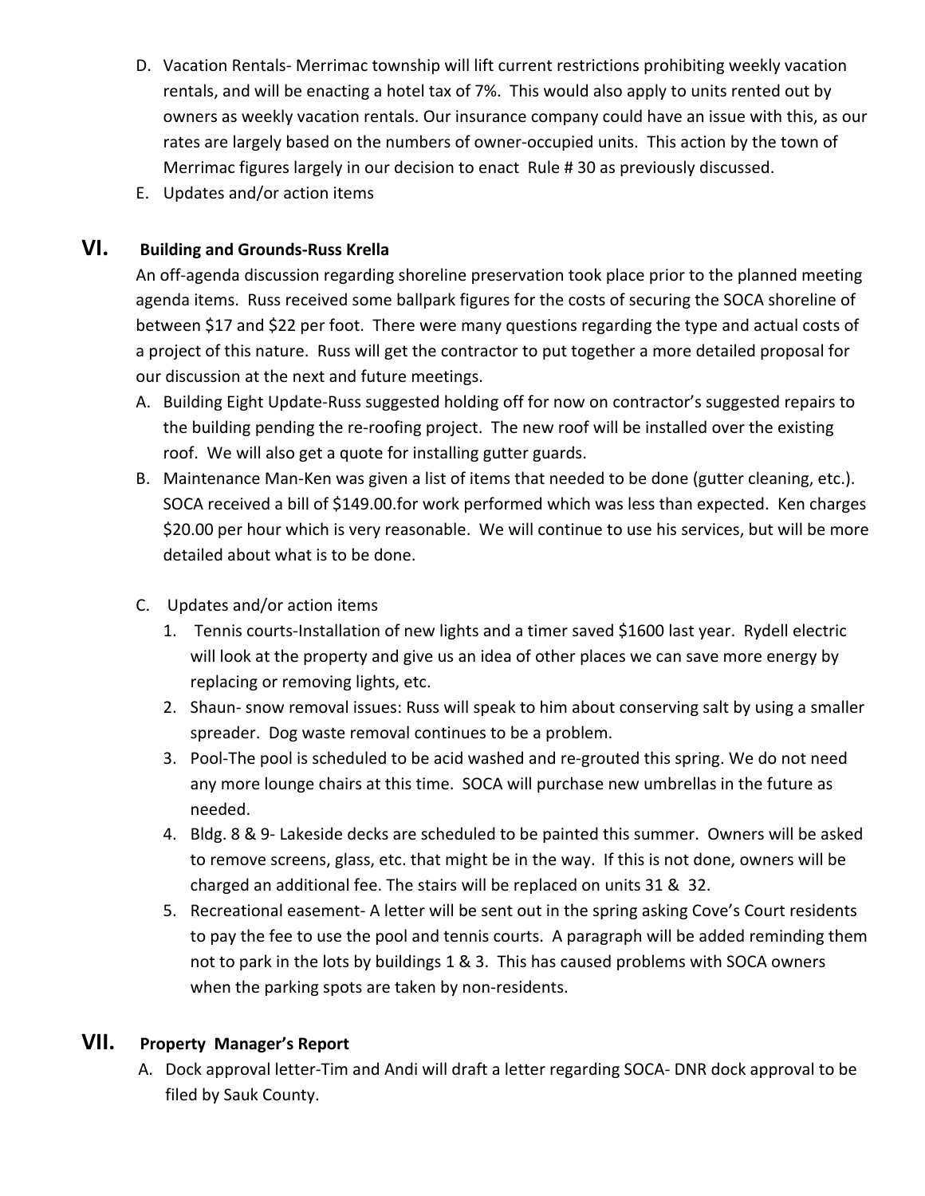D. Vacation Rentals- Merrimac township will lift current restrictions prohibiting weekly vacation rentals, and will be enacting a hotel tax of 7%. This would also apply to units rented out by owners as weekly vacation rentals. Our insurance company could have an issue with this, as our rates are largely based on the numbers of owner-occupied units. This action by the town of Merrimac figures largely in our decision to enact Rule # 30 as previously discussed.

E. Updates and/or action items

## VI. Building and Grounds-Russ Krella

An off-agenda discussion regarding shoreline preservation took place prior to the planned meeting agenda items. Russ received some ballpark figures for the costs of securing the SOCA shoreline of between $17 and $22 per foot. There were many questions regarding the type and actual costs of a project of this nature. Russ will get the contractor to put together a more detailed proposal for our discussion at the next and future meetings.

A. Building Eight Update-Russ suggested holding off for now on contractor's suggested repairs to the building pending the re-roofing project. The new roof will be installed over the existing roof. We will also get a quote for installing gutter guards.

B. Maintenance Man-Ken was given a list of items that needed to be done (gutter cleaning, etc.). SOCA received a bill of $149.00.for work performed which was less than expected. Ken charges $20.00 per hour which is very reasonable. We will continue to use his services, but will be more detailed about what is to be done.

C. Updates and/or action items

1. Tennis courts-Installation of new lights and a timer saved $1600 last year. Rydell electric will look at the property and give us an idea of other places we can save more energy by replacing or removing lights, etc.
2. Shaun- snow removal issues: Russ will speak to him about conserving salt by using a smaller spreader. Dog waste removal continues to be a problem.
3. Pool-The pool is scheduled to be acid washed and re-grouted this spring. We do not need any more lounge chairs at this time. SOCA will purchase new umbrellas in the future as needed.
4. Bldg. 8 & 9- Lakeside decks are scheduled to be painted this summer. Owners will be asked to remove screens, glass, etc. that might be in the way. If this is not done, owners will be charged an additional fee. The stairs will be replaced on units 31 & 32.
5. Recreational easement- A letter will be sent out in the spring asking Cove's Court residents to pay the fee to use the pool and tennis courts. A paragraph will be added reminding them not to park in the lots by buildings 1 & 3. This has caused problems with SOCA owners when the parking spots are taken by non-residents.

## VII. Property Manager's Report

A. Dock approval letter-Tim and Andi will draft a letter regarding SOCA- DNR dock approval to be filed by Sauk County.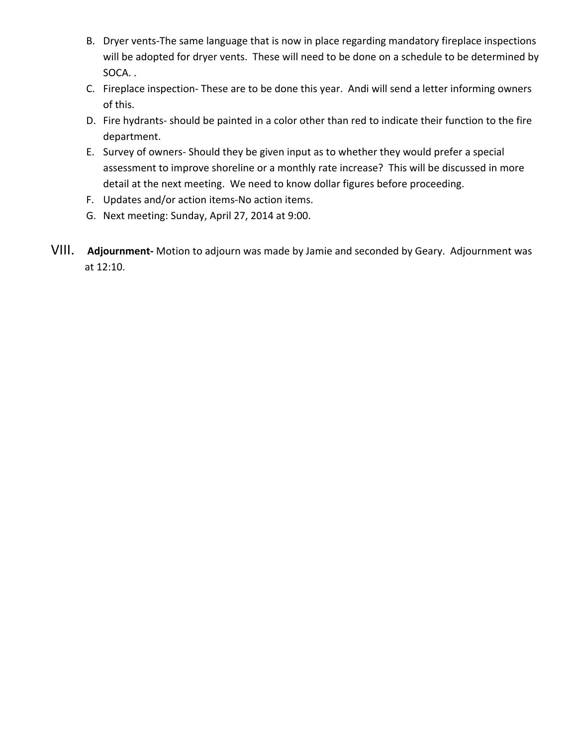B. Dryer vents-The same language that is now in place regarding mandatory fireplace inspections will be adopted for dryer vents. These will need to be done on a schedule to be determined by SOCA. .

C. Fireplace inspection- These are to be done this year. Andi will send a letter informing owners of this.

D. Fire hydrants- should be painted in a color other than red to indicate their function to the fire department.

E. Survey of owners- Should they be given input as to whether they would prefer a special assessment to improve shoreline or a monthly rate increase? This will be discussed in more detail at the next meeting. We need to know dollar figures before proceeding.

F. Updates and/or action items-No action items.

G. Next meeting: Sunday, April 27, 2014 at 9:00.

VIII. **Adjournment-** Motion to adjourn was made by Jamie and seconded by Geary. Adjournment was at 12:10.